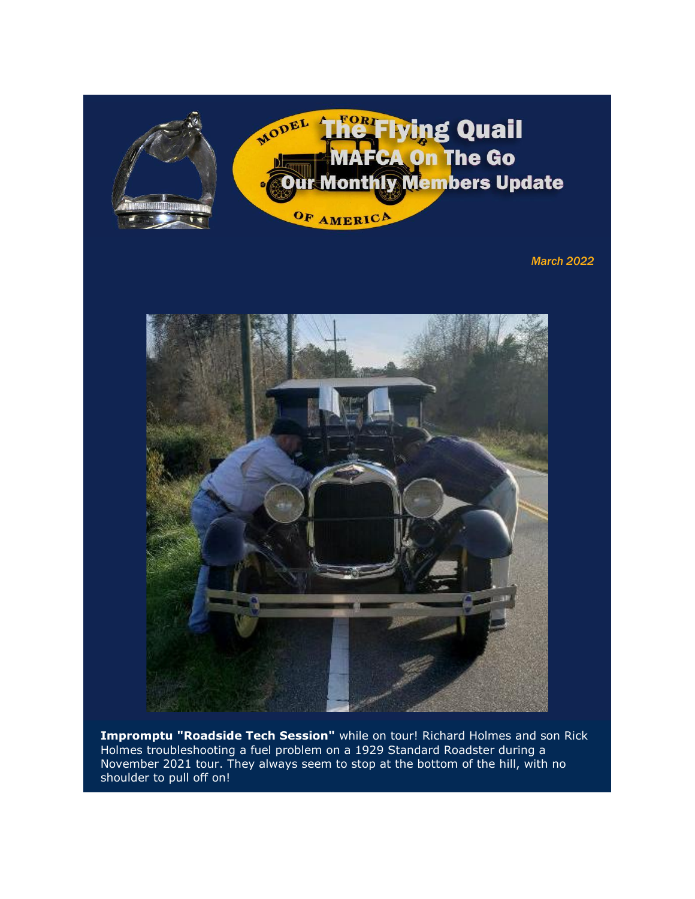# The Flying Quail
## MAFCA On The Go
### Our Monthly Members Update

*March 2022*

**Impromptu "Roadside Tech Session"** while on tour! Richard Holmes and son Rick Holmes troubleshooting a fuel problem on a 1929 Standard Roadster during a November 2021 tour. They always seem to stop at the bottom of the hill, with no shoulder to pull off on!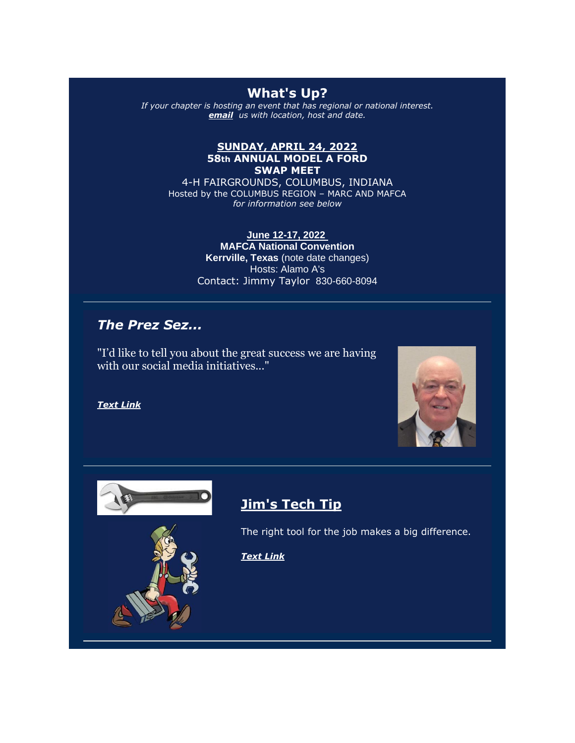## What's Up?

*If your chapter is hosting an event that has regional or national interest.*
***email*** *us with location, host and date.*

**SUNDAY, APRIL 24, 2022**
**58th ANNUAL MODEL A FORD SWAP MEET**
4-H FAIRGROUNDS, COLUMBUS, INDIANA
Hosted by the COLUMBUS REGION – MARC AND MAFCA
*for information see below*

**June 12-17, 2022**
**MAFCA National Convention**
**Kerrville, Texas** (note date changes)
Hosts: Alamo A's
Contact: Jimmy Taylor 830-660-8094

---

### *The Prez Sez...*

"I'd like to tell you about the great success we are having with our social media initiatives..."

***Text Link***

---

### Jim's Tech Tip

The right tool for the job makes a big difference.

***Text Link***

---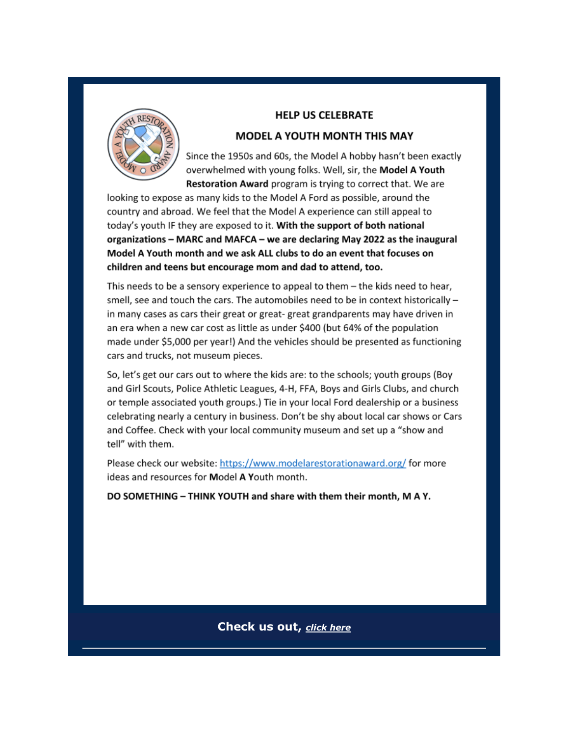## HELP US CELEBRATE

## MODEL A YOUTH MONTH THIS MAY

Since the 1950s and 60s, the Model A hobby hasn't been exactly overwhelmed with young folks. Well, sir, the **Model A Youth Restoration Award** program is trying to correct that. We are looking to expose as many kids to the Model A Ford as possible, around the country and abroad. We feel that the Model A experience can still appeal to today's youth IF they are exposed to it. **With the support of both national organizations – MARC and MAFCA – we are declaring May 2022 as the inaugural Model A Youth month and we ask ALL clubs to do an event that focuses on children and teens but encourage mom and dad to attend, too.**

This needs to be a sensory experience to appeal to them – the kids need to hear, smell, see and touch the cars. The automobiles need to be in context historically – in many cases as cars their great or great- great grandparents may have driven in an era when a new car cost as little as under $400 (but 64% of the population made under $5,000 per year!) And the vehicles should be presented as functioning cars and trucks, not museum pieces.

So, let's get our cars out to where the kids are: to the schools; youth groups (Boy and Girl Scouts, Police Athletic Leagues, 4-H, FFA, Boys and Girls Clubs, and church or temple associated youth groups.) Tie in your local Ford dealership or a business celebrating nearly a century in business. Don't be shy about local car shows or Cars and Coffee. Check with your local community museum and set up a "show and tell" with them.

Please check our website: https://www.modelarestorationaward.org/ for more ideas and resources for **M**odel **A** **Y**outh month.

**DO SOMETHING – THINK YOUTH and share with them their month, M A Y.**

**Check us out, *click here***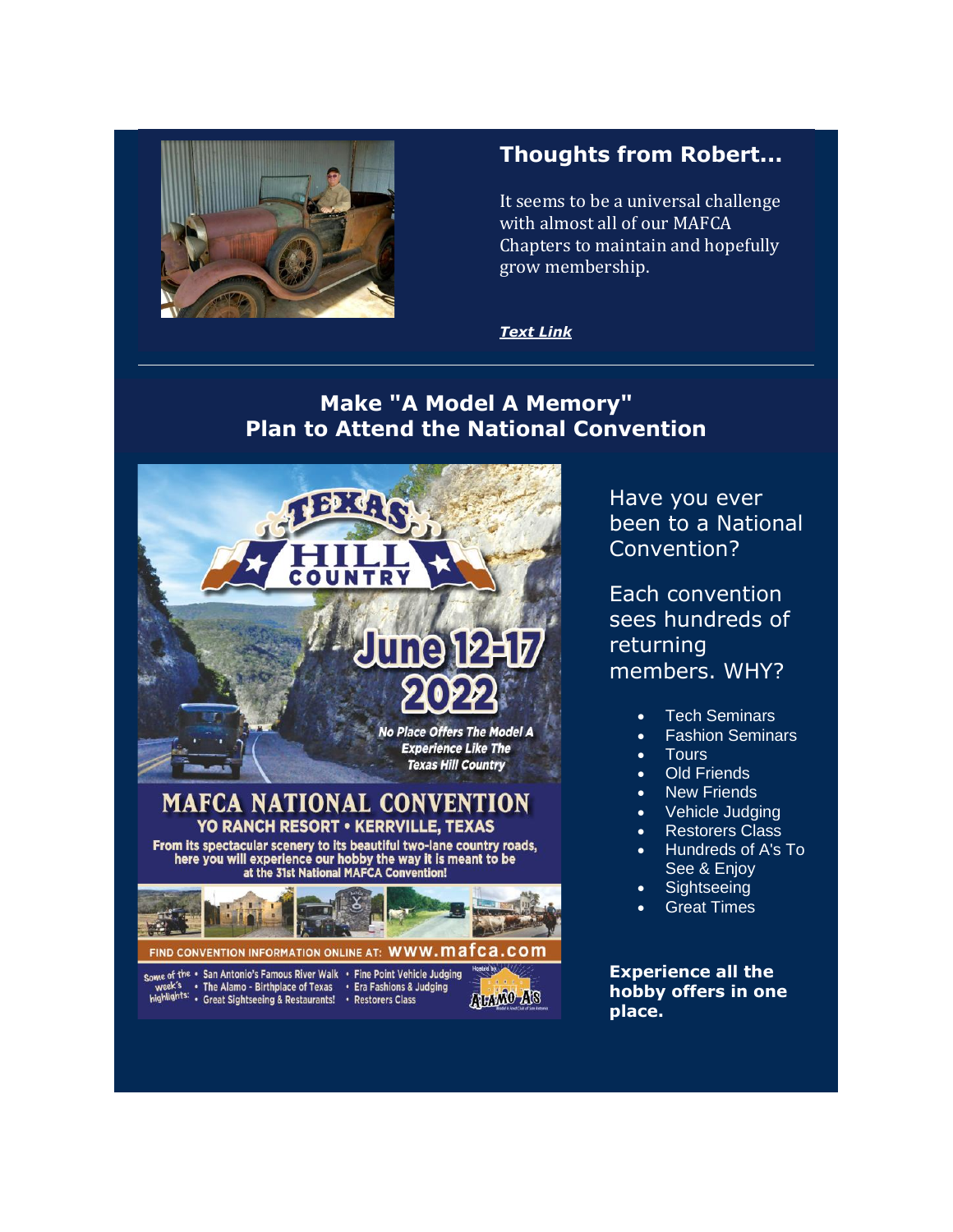## Thoughts from Robert...

It seems to be a universal challenge with almost all of our MAFCA Chapters to maintain and hopefully grow membership.

***Text Link***

---

## Make "A Model A Memory"
## Plan to Attend the National Convention

TEXAS HILL COUNTRY

June 12-17 2022

*No Place Offers The Model A Experience Like The Texas Hill Country*

MAFCA NATIONAL CONVENTION

YO RANCH RESORT • KERRVILLE, TEXAS

From its spectacular scenery to its beautiful two-lane country roads, here you will experience our hobby the way it is meant to be at the 31st National MAFCA Convention!

FIND CONVENTION INFORMATION ONLINE AT: www.mafca.com

Some of the week's highlights:
- San Antonio's Famous River Walk
- The Alamo - Birthplace of Texas
- Great Sightseeing & Restaurants!
- Fine Point Vehicle Judging
- Era Fashions & Judging
- Restorers Class

Hosted by ALAMO A'S

Have you ever been to a National Convention?

Each convention sees hundreds of returning members. WHY?

- Tech Seminars
- Fashion Seminars
- Tours
- Old Friends
- New Friends
- Vehicle Judging
- Restorers Class
- Hundreds of A's To See & Enjoy
- Sightseeing
- Great Times

**Experience all the hobby offers in one place.**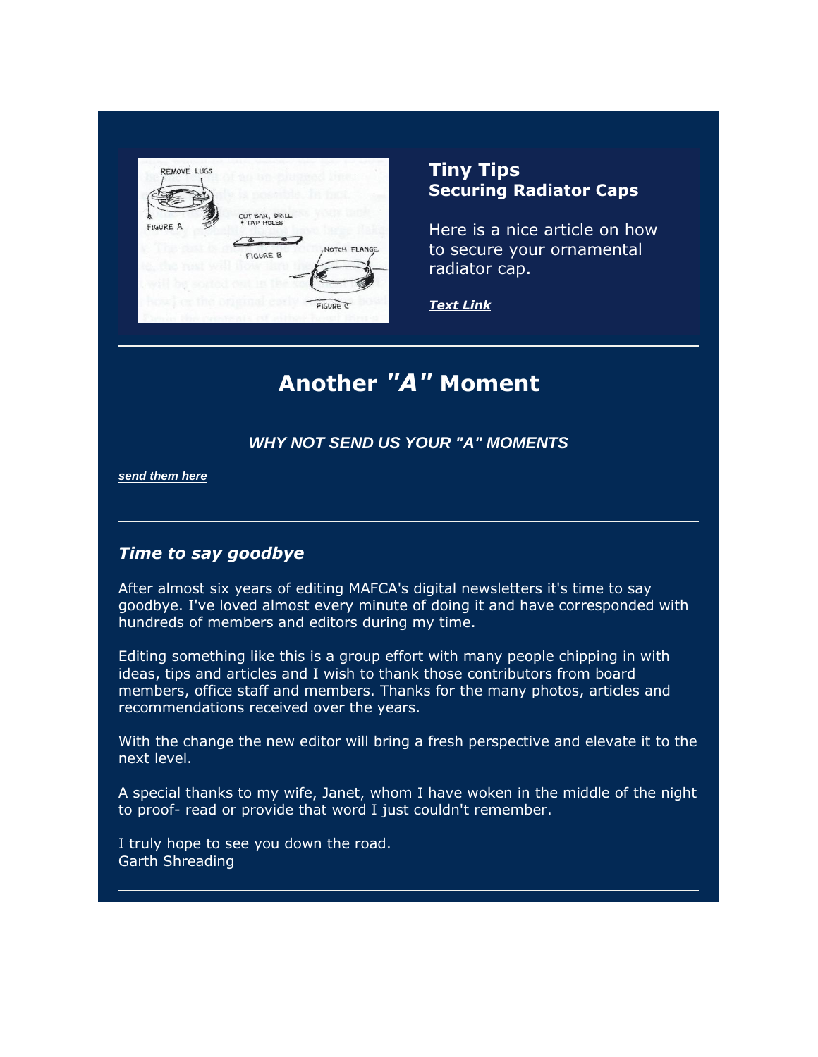## Tiny Tips

### Securing Radiator Caps

Here is a nice article on how to secure your ornamental radiator cap.

***Text Link***

---

# Another *"A"* Moment

***WHY NOT SEND US YOUR "A" MOMENTS***

***send them here***

---

### *Time to say goodbye*

After almost six years of editing MAFCA's digital newsletters it's time to say goodbye. I've loved almost every minute of doing it and have corresponded with hundreds of members and editors during my time.

Editing something like this is a group effort with many people chipping in with ideas, tips and articles and I wish to thank those contributors from board members, office staff and members. Thanks for the many photos, articles and recommendations received over the years.

With the change the new editor will bring a fresh perspective and elevate it to the next level.

A special thanks to my wife, Janet, whom I have woken in the middle of the night to proof- read or provide that word I just couldn't remember.

I truly hope to see you down the road.
Garth Shreading

---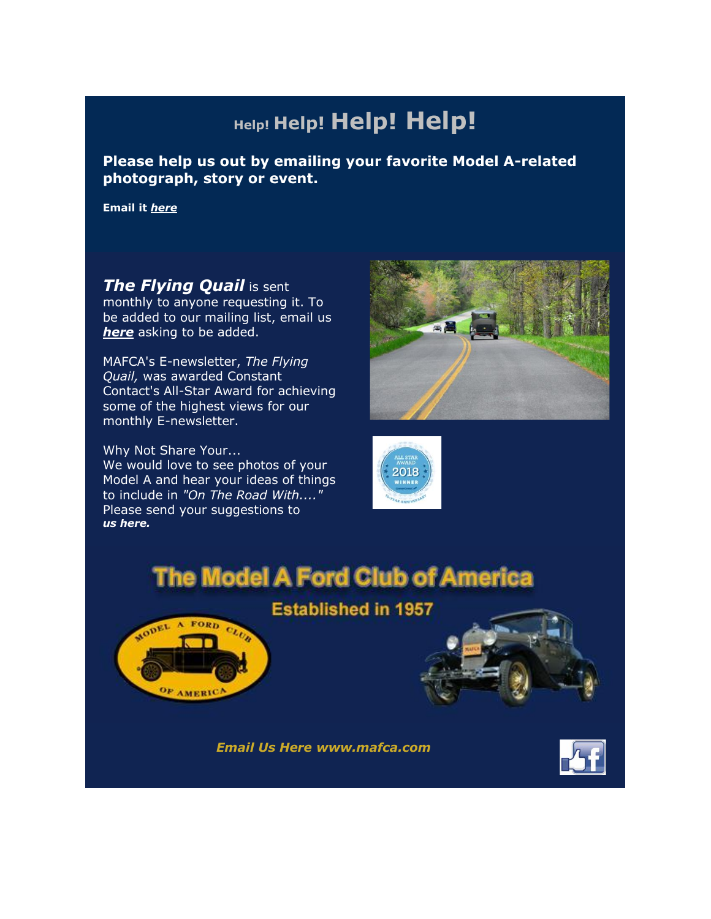# Help! Help! Help! Help!

**Please help us out by emailing your favorite Model A-related photograph, story or event.**

**Email it *here***

***The Flying Quail*** is sent monthly to anyone requesting it. To be added to our mailing list, email us ***here*** asking to be added.

MAFCA's E-newsletter, *The Flying Quail,* was awarded Constant Contact's All-Star Award for achieving some of the highest views for our monthly E-newsletter.

Why Not Share Your...
We would love to see photos of your Model A and hear your ideas of things to include in *"On The Road With...."* Please send your suggestions to ***us here.***

**The Model A Ford Club of America**

**Established in 1957**

***Email Us Here www.mafca.com***